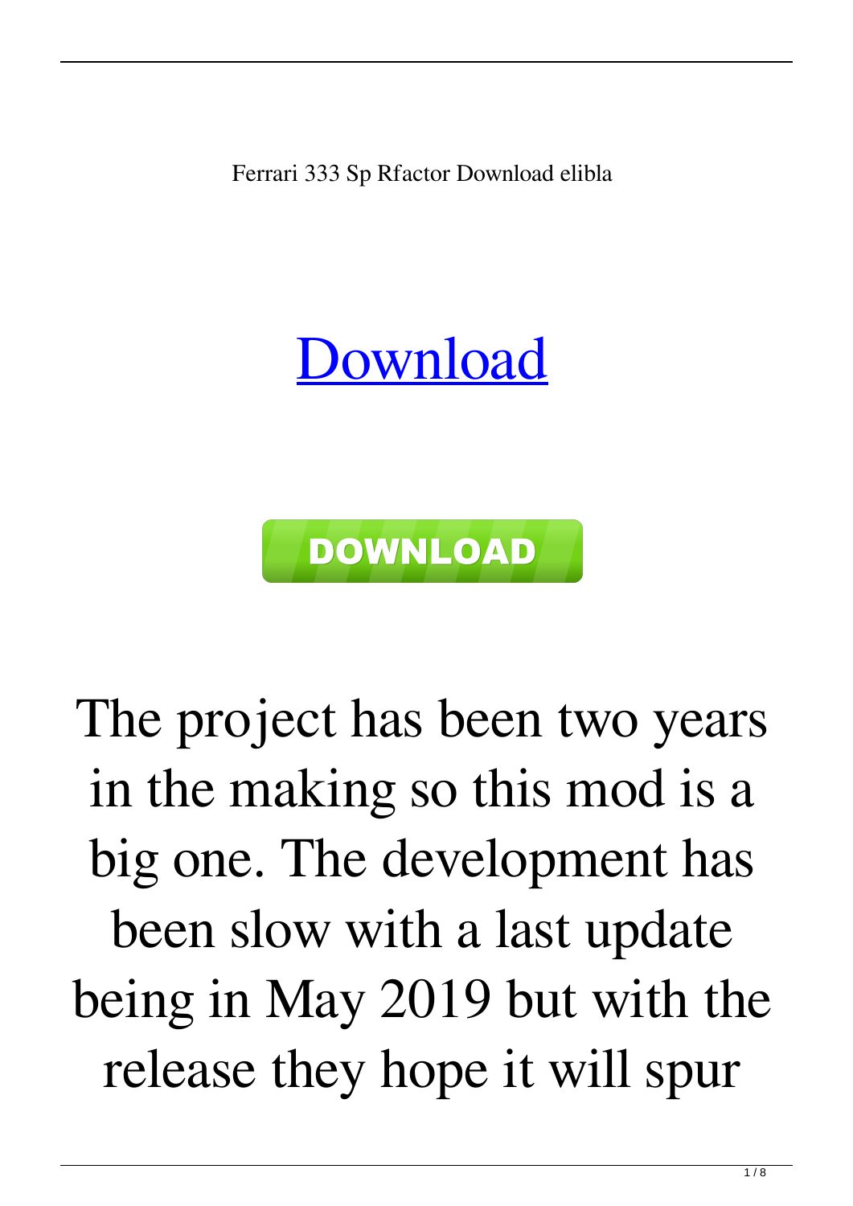Ferrari 333 Sp Rfactor Download elibla

[Download]

DOWNLOAD

The project has been two years in the making so this mod is a big one. The development has been slow with a last update being in May 2019 but with the release they hope it will spur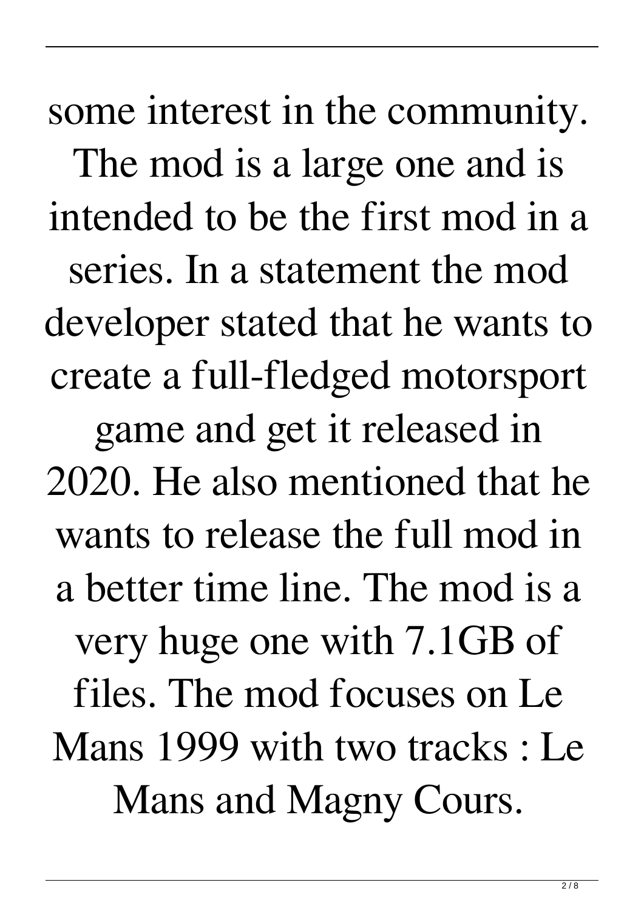some interest in the community. The mod is a large one and is intended to be the first mod in a series. In a statement the mod developer stated that he wants to create a full-fledged motorsport game and get it released in 2020. He also mentioned that he wants to release the full mod in a better time line. The mod is a very huge one with 7.1GB of files. The mod focuses on Le Mans 1999 with two tracks : Le Mans and Magny Cours.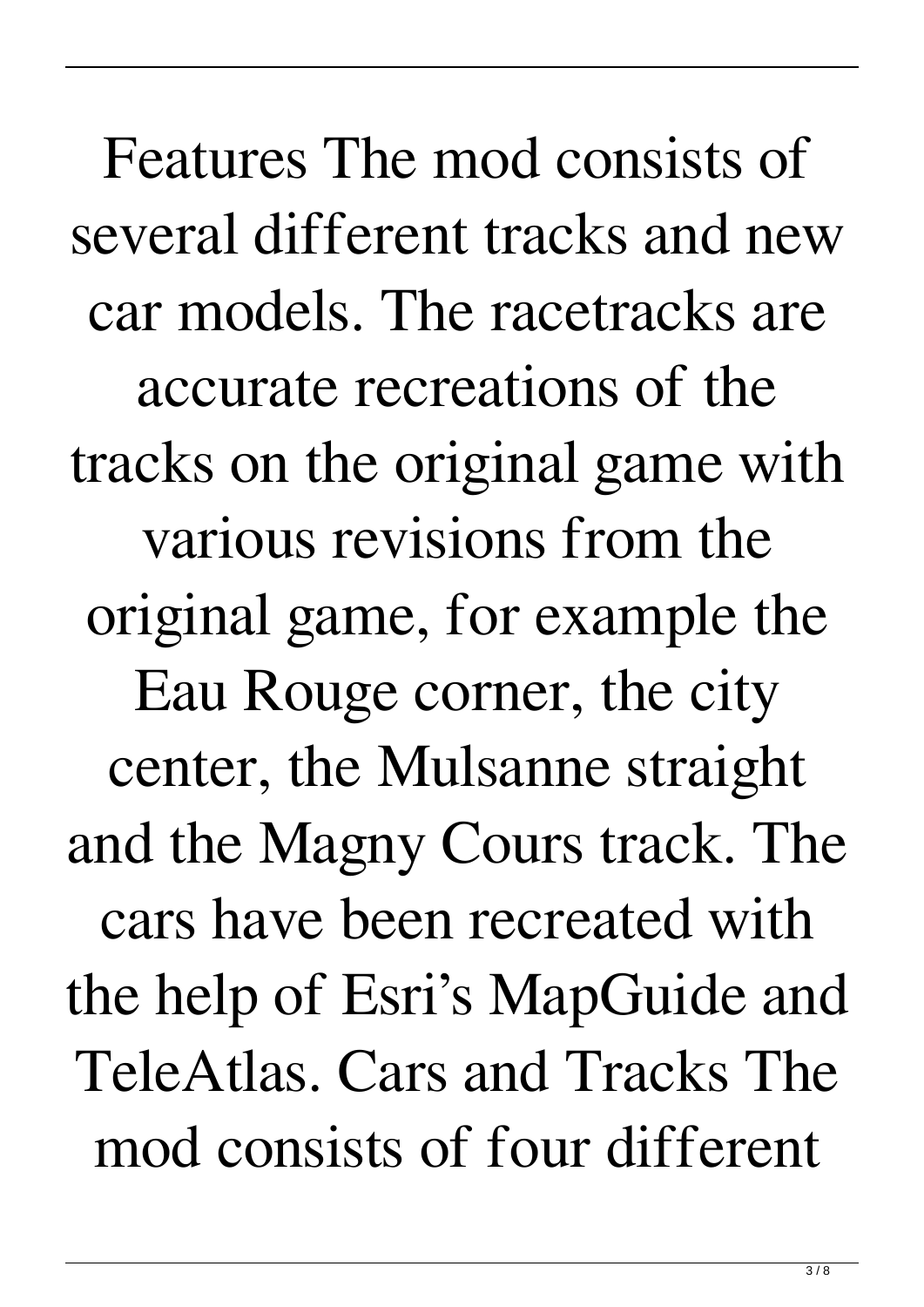Features The mod consists of several different tracks and new car models. The racetracks are accurate recreations of the tracks on the original game with various revisions from the original game, for example the Eau Rouge corner, the city center, the Mulsanne straight and the Magny Cours track. The cars have been recreated with the help of Esri's MapGuide and TeleAtlas. Cars and Tracks The mod consists of four different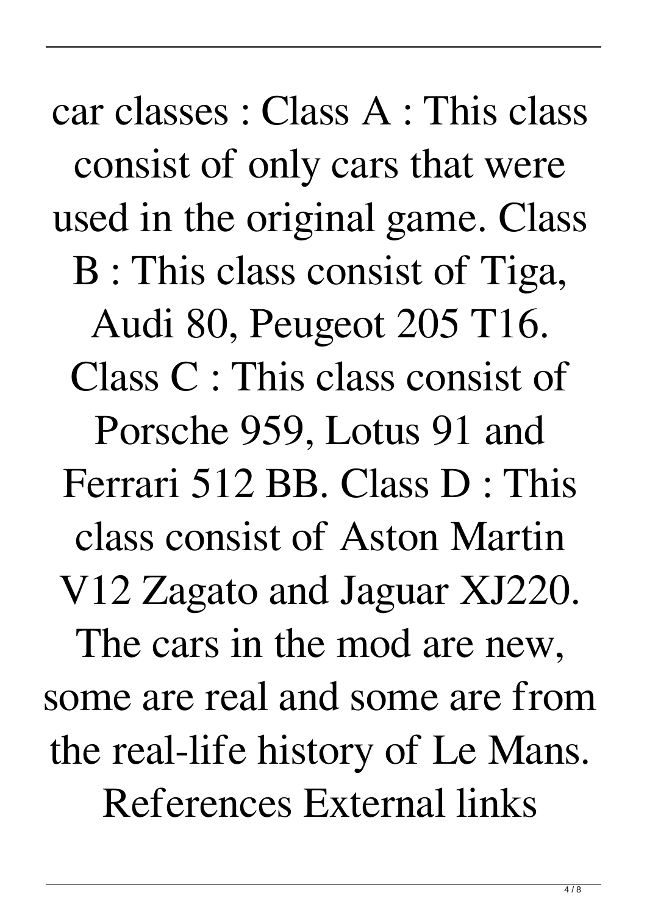car classes : Class A : This class consist of only cars that were used in the original game. Class B : This class consist of Tiga, Audi 80, Peugeot 205 T16. Class C : This class consist of Porsche 959, Lotus 91 and Ferrari 512 BB. Class D : This class consist of Aston Martin V12 Zagato and Jaguar XJ220. The cars in the mod are new, some are real and some are from the real-life history of Le Mans. References External links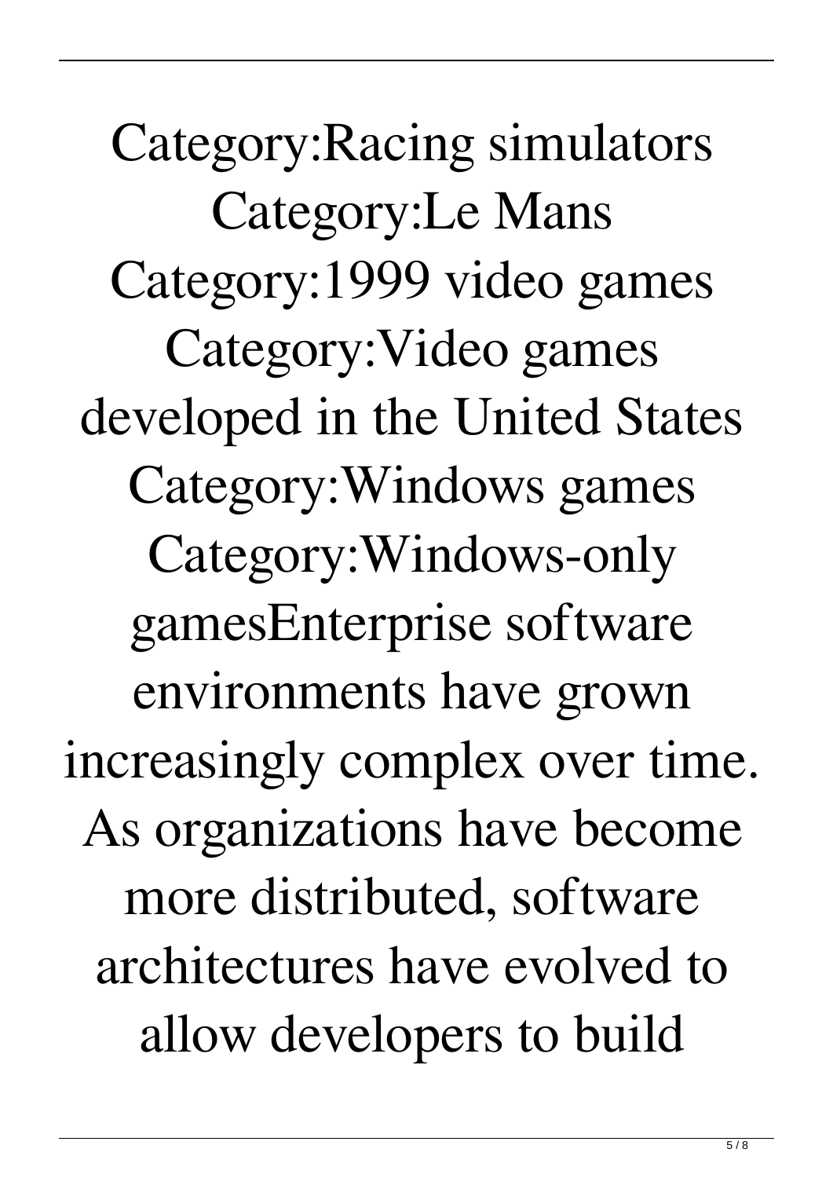Category:Racing simulators Category:Le Mans Category:1999 video games Category:Video games developed in the United States Category:Windows games Category:Windows-only gamesEnterprise software environments have grown increasingly complex over time. As organizations have become more distributed, software architectures have evolved to allow developers to build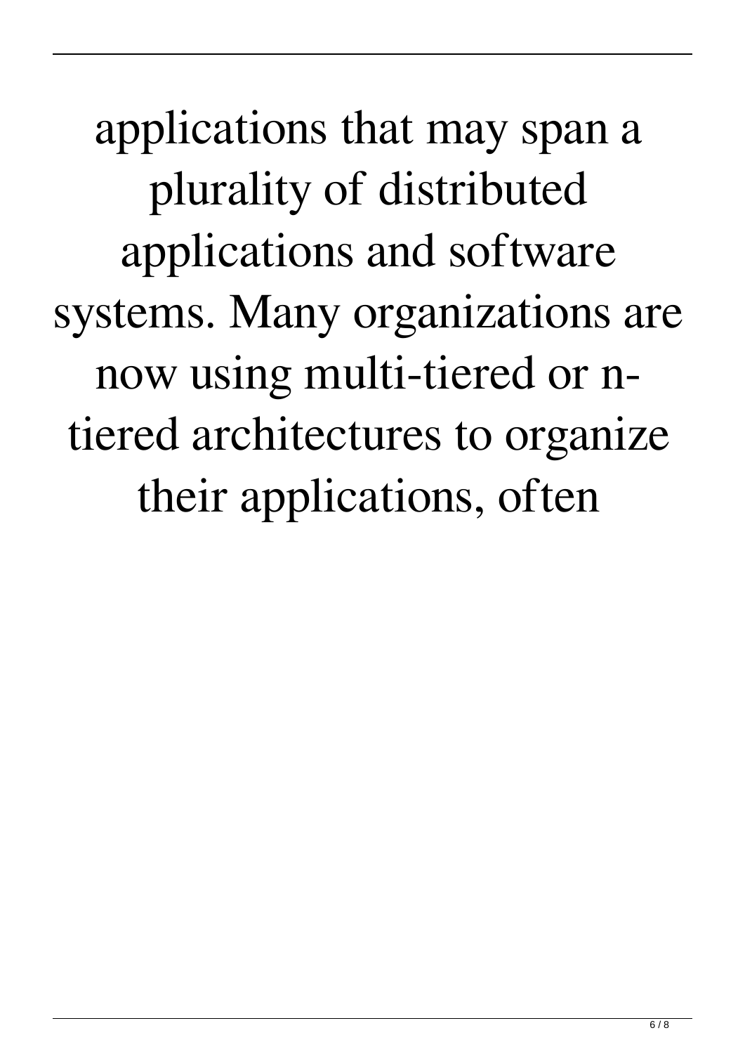applications that may span a plurality of distributed applications and software systems. Many organizations are now using multi-tiered or n-tiered architectures to organize their applications, often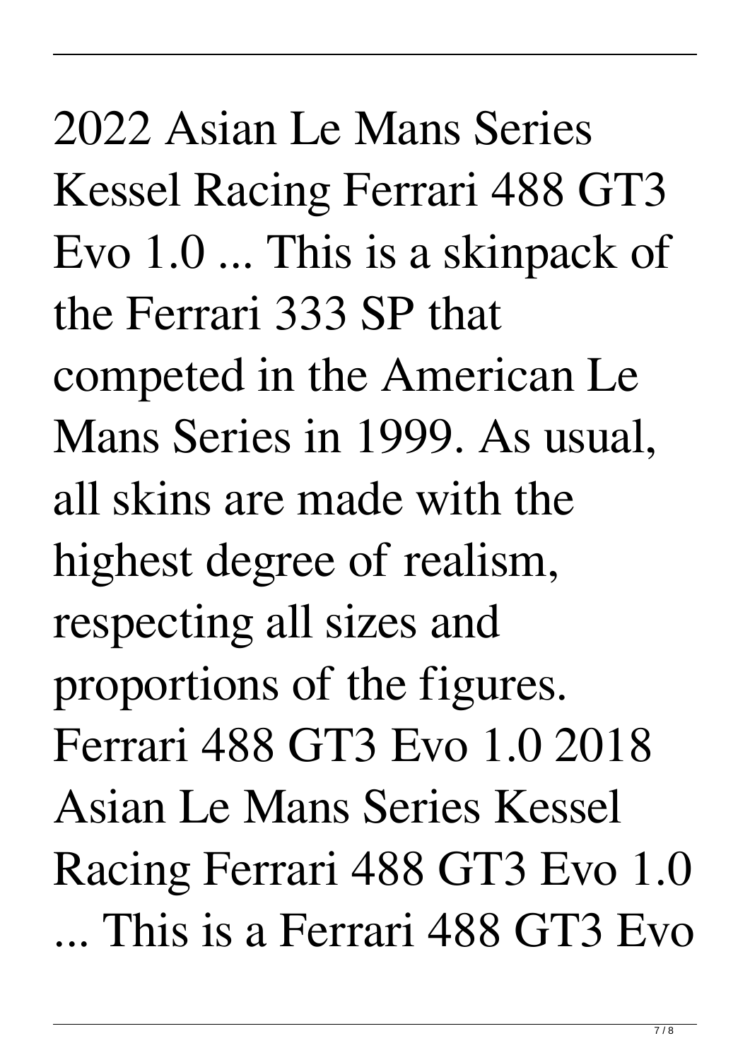2022 Asian Le Mans Series Kessel Racing Ferrari 488 GT3 Evo 1.0 ... This is a skinpack of the Ferrari 333 SP that competed in the American Le Mans Series in 1999. As usual, all skins are made with the highest degree of realism, respecting all sizes and proportions of the figures. Ferrari 488 GT3 Evo 1.0 2018 Asian Le Mans Series Kessel Racing Ferrari 488 GT3 Evo 1.0 ... This is a Ferrari 488 GT3 Evo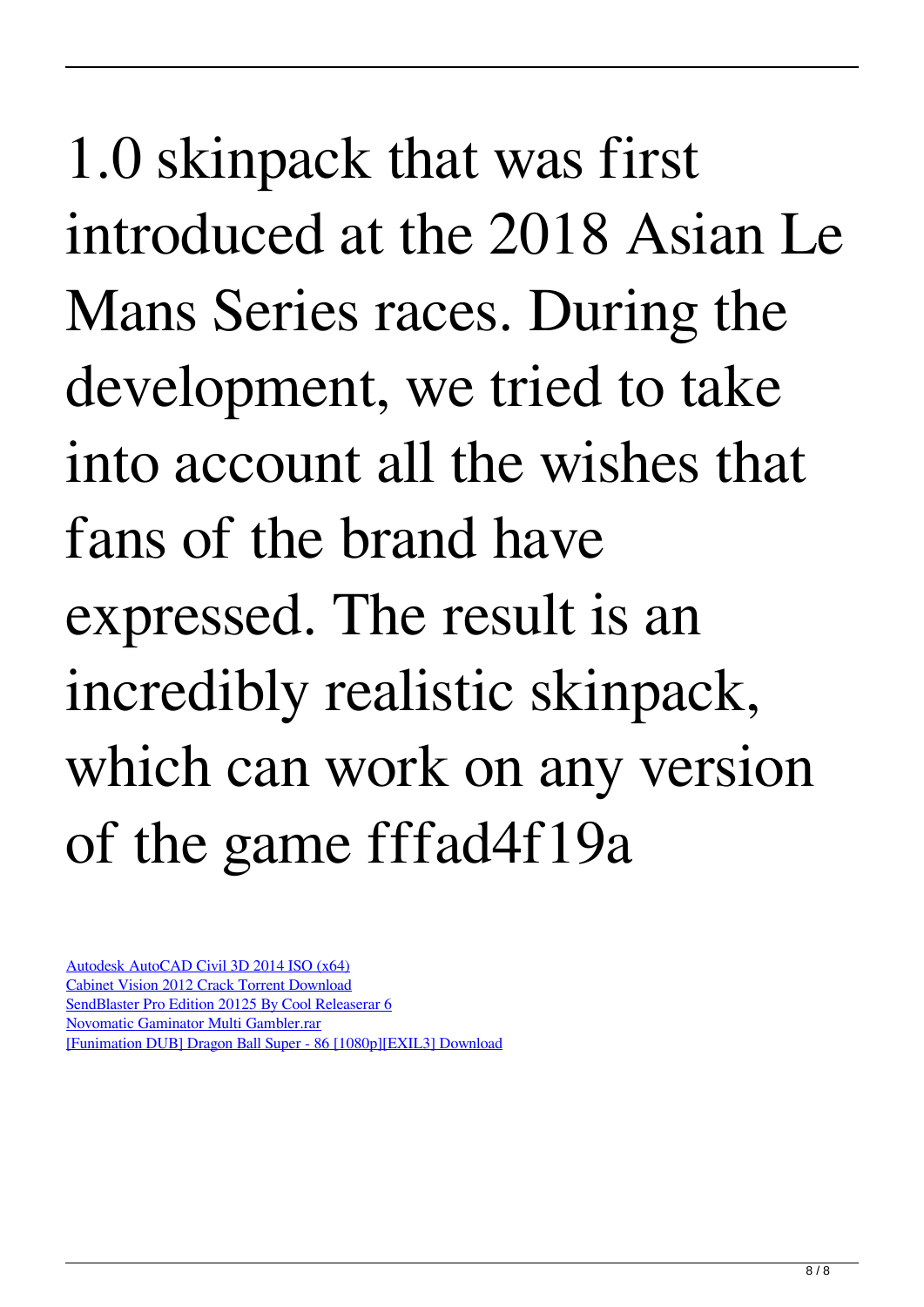1.0 skinpack that was first introduced at the 2018 Asian Le Mans Series races. During the development, we tried to take into account all the wishes that fans of the brand have expressed. The result is an incredibly realistic skinpack, which can work on any version of the game fffad4f19a

Autodesk AutoCAD Civil 3D 2014 ISO (x64)
Cabinet Vision 2012 Crack Torrent Download
SendBlaster Pro Edition 20125 By Cool Releaserar 6
Novomatic Gaminator Multi Gambler.rar
[Funimation DUB] Dragon Ball Super - 86 [1080p][EXIL3] Download